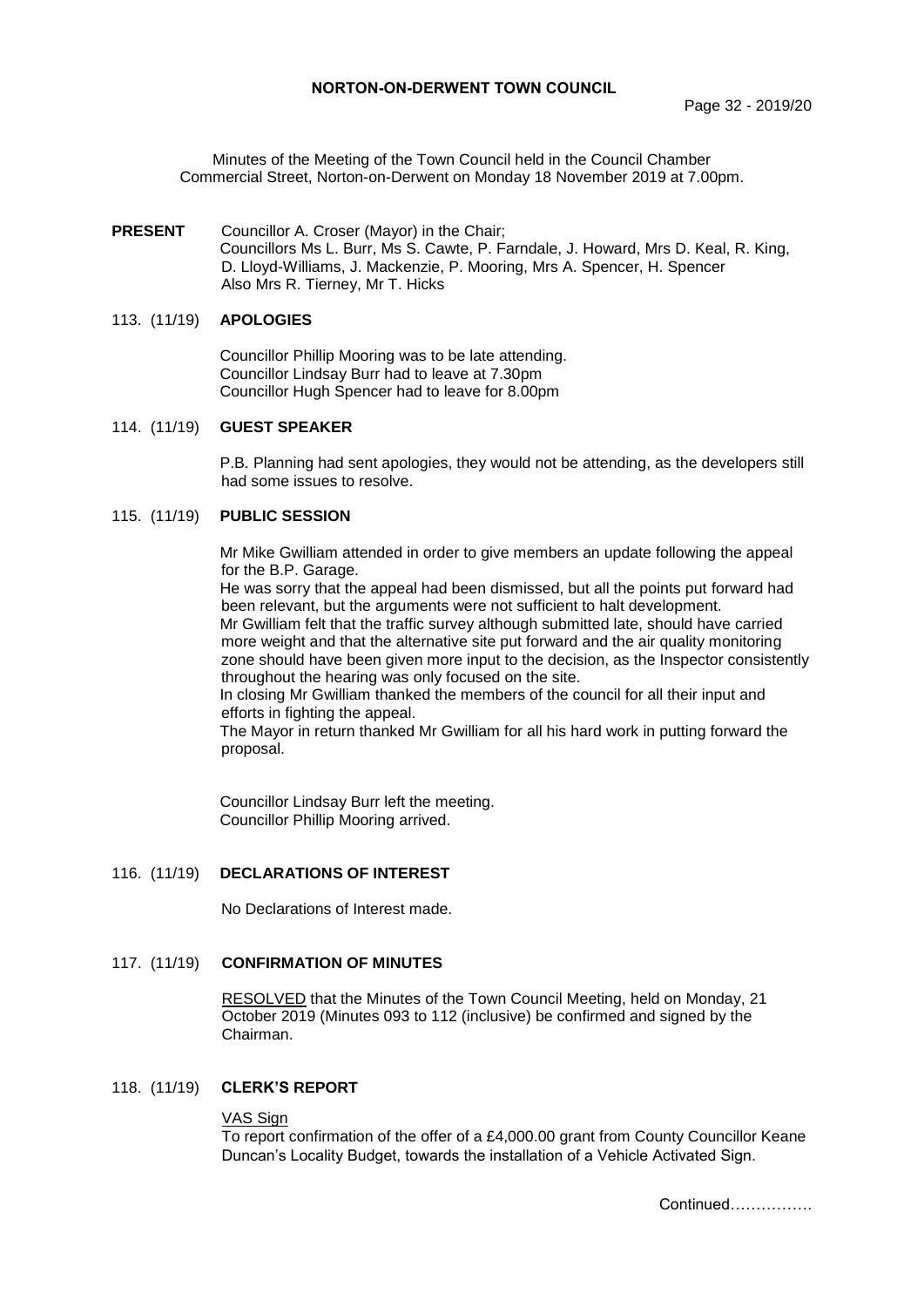# NORTON-ON-DERWENT TOWN COUNCIL

Minutes of the Meeting of the Town Council held in the Council Chamber Commercial Street, Norton-on-Derwent on Monday 18 November 2019 at 7.00pm.

**PRESENT** Councillor A. Croser (Mayor) in the Chair;
Councillors Ms L. Burr, Ms S. Cawte, P. Farndale, J. Howard, Mrs D. Keal, R. King, D. Lloyd-Williams, J. Mackenzie, P. Mooring, Mrs A. Spencer, H. Spencer
Also Mrs R. Tierney, Mr T. Hicks

## 113. (11/19) APOLOGIES

Councillor Phillip Mooring was to be late attending.
Councillor Lindsay Burr had to leave at 7.30pm
Councillor Hugh Spencer had to leave for 8.00pm

## 114. (11/19) GUEST SPEAKER

P.B. Planning had sent apologies, they would not be attending, as the developers still had some issues to resolve.

## 115. (11/19) PUBLIC SESSION

Mr Mike Gwilliam attended in order to give members an update following the appeal for the B.P. Garage.
He was sorry that the appeal had been dismissed, but all the points put forward had been relevant, but the arguments were not sufficient to halt development.
Mr Gwilliam felt that the traffic survey although submitted late, should have carried more weight and that the alternative site put forward and the air quality monitoring zone should have been given more input to the decision, as the Inspector consistently throughout the hearing was only focused on the site.
In closing Mr Gwilliam thanked the members of the council for all their input and efforts in fighting the appeal.
The Mayor in return thanked Mr Gwilliam for all his hard work in putting forward the proposal.

Councillor Lindsay Burr left the meeting.
Councillor Phillip Mooring arrived.

## 116. (11/19) DECLARATIONS OF INTEREST

No Declarations of Interest made.

## 117. (11/19) CONFIRMATION OF MINUTES

RESOLVED that the Minutes of the Town Council Meeting, held on Monday, 21 October 2019 (Minutes 093 to 112 (inclusive) be confirmed and signed by the Chairman.

## 118. (11/19) CLERK'S REPORT

VAS Sign

To report confirmation of the offer of a £4,000.00 grant from County Councillor Keane Duncan's Locality Budget, towards the installation of a Vehicle Activated Sign.

Continued…………….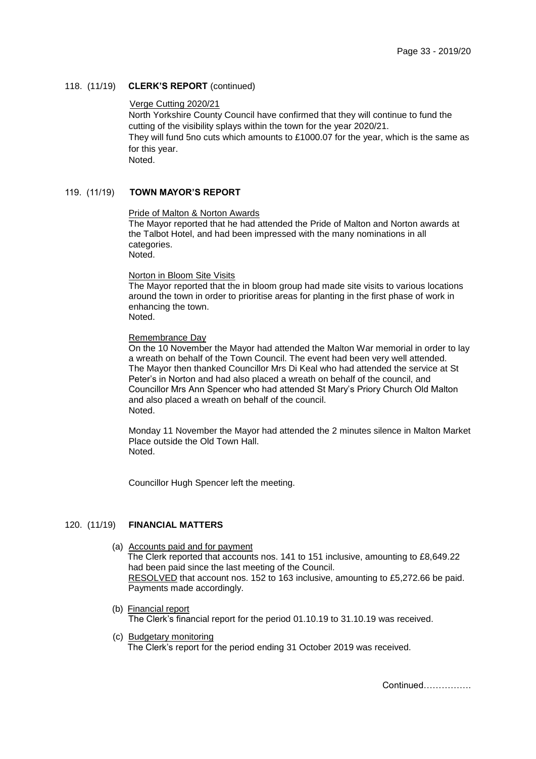118. (11/19) **CLERK'S REPORT** (continued)

Verge Cutting 2020/21

North Yorkshire County Council have confirmed that they will continue to fund the cutting of the visibility splays within the town for the year 2020/21.
They will fund 5no cuts which amounts to £1000.07 for the year, which is the same as for this year.
Noted.

119. (11/19) **TOWN MAYOR'S REPORT**

Pride of Malton & Norton Awards

The Mayor reported that he had attended the Pride of Malton and Norton awards at the Talbot Hotel, and had been impressed with the many nominations in all categories.
Noted.

Norton in Bloom Site Visits

The Mayor reported that the in bloom group had made site visits to various locations around the town in order to prioritise areas for planting in the first phase of work in enhancing the town.
Noted.

Remembrance Day

On the 10 November the Mayor had attended the Malton War memorial in order to lay a wreath on behalf of the Town Council. The event had been very well attended.
The Mayor then thanked Councillor Mrs Di Keal who had attended the service at St Peter's in Norton and had also placed a wreath on behalf of the council, and Councillor Mrs Ann Spencer who had attended St Mary's Priory Church Old Malton and also placed a wreath on behalf of the council.
Noted.

Monday 11 November the Mayor had attended the 2 minutes silence in Malton Market Place outside the Old Town Hall.
Noted.

Councillor Hugh Spencer left the meeting.

120. (11/19) **FINANCIAL MATTERS**

(a) Accounts paid and for payment

The Clerk reported that accounts nos. 141 to 151 inclusive, amounting to £8,649.22 had been paid since the last meeting of the Council.
RESOLVED that account nos. 152 to 163 inclusive, amounting to £5,272.66 be paid.
Payments made accordingly.

(b) Financial report

The Clerk's financial report for the period 01.10.19 to 31.10.19 was received.

(c) Budgetary monitoring

The Clerk's report for the period ending 31 October 2019 was received.

Continued…………….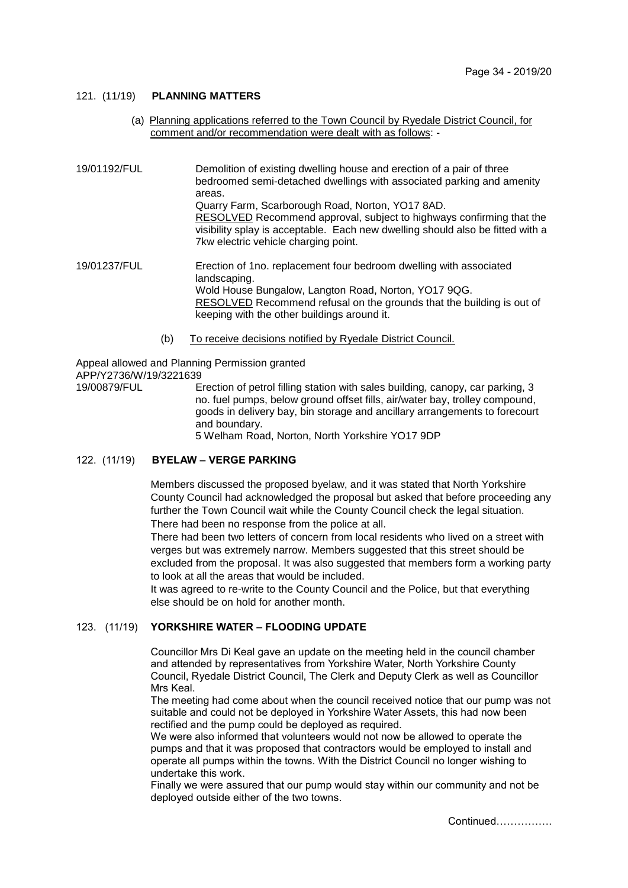## 121. (11/19) PLANNING MATTERS

(a) Planning applications referred to the Town Council by Ryedale District Council, for comment and/or recommendation were dealt with as follows: -

**19/01192/FUL**

Demolition of existing dwelling house and erection of a pair of three bedroomed semi-detached dwellings with associated parking and amenity areas.
Quarry Farm, Scarborough Road, Norton, YO17 8AD.
RESOLVED Recommend approval, subject to highways confirming that the visibility splay is acceptable. Each new dwelling should also be fitted with a 7kw electric vehicle charging point.

**19/01237/FUL**

Erection of 1no. replacement four bedroom dwelling with associated landscaping.
Wold House Bungalow, Langton Road, Norton, YO17 9QG.
RESOLVED Recommend refusal on the grounds that the building is out of keeping with the other buildings around it.

(b) To receive decisions notified by Ryedale District Council.

Appeal allowed and Planning Permission granted
APP/Y2736/W/19/3221639

**19/00879/FUL**

Erection of petrol filling station with sales building, canopy, car parking, 3 no. fuel pumps, below ground offset fills, air/water bay, trolley compound, goods in delivery bay, bin storage and ancillary arrangements to forecourt and boundary.
5 Welham Road, Norton, North Yorkshire YO17 9DP

## 122. (11/19) BYELAW – VERGE PARKING

Members discussed the proposed byelaw, and it was stated that North Yorkshire County Council had acknowledged the proposal but asked that before proceeding any further the Town Council wait while the County Council check the legal situation. There had been no response from the police at all.

There had been two letters of concern from local residents who lived on a street with verges but was extremely narrow. Members suggested that this street should be excluded from the proposal. It was also suggested that members form a working party to look at all the areas that would be included.

It was agreed to re-write to the County Council and the Police, but that everything else should be on hold for another month.

## 123. (11/19) YORKSHIRE WATER – FLOODING UPDATE

Councillor Mrs Di Keal gave an update on the meeting held in the council chamber and attended by representatives from Yorkshire Water, North Yorkshire County Council, Ryedale District Council, The Clerk and Deputy Clerk as well as Councillor Mrs Keal.

The meeting had come about when the council received notice that our pump was not suitable and could not be deployed in Yorkshire Water Assets, this had now been rectified and the pump could be deployed as required.

We were also informed that volunteers would not now be allowed to operate the pumps and that it was proposed that contractors would be employed to install and operate all pumps within the towns. With the District Council no longer wishing to undertake this work.

Finally we were assured that our pump would stay within our community and not be deployed outside either of the two towns.

Continued…………….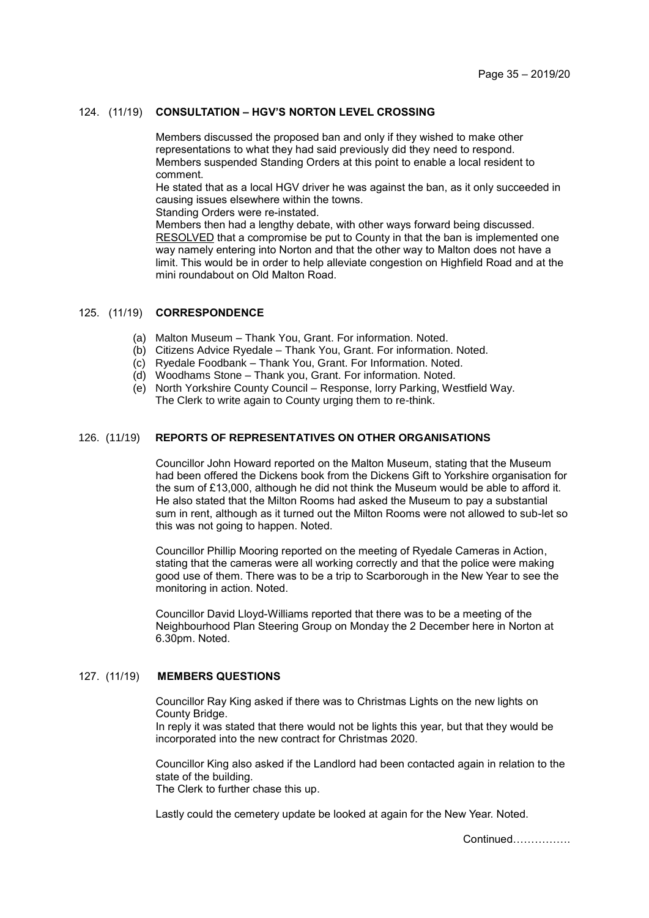## 124. (11/19) CONSULTATION – HGV'S NORTON LEVEL CROSSING

Members discussed the proposed ban and only if they wished to make other representations to what they had said previously did they need to respond.
Members suspended Standing Orders at this point to enable a local resident to comment.
He stated that as a local HGV driver he was against the ban, as it only succeeded in causing issues elsewhere within the towns.
Standing Orders were re-instated.
Members then had a lengthy debate, with other ways forward being discussed.
RESOLVED that a compromise be put to County in that the ban is implemented one way namely entering into Norton and that the other way to Malton does not have a limit. This would be in order to help alleviate congestion on Highfield Road and at the mini roundabout on Old Malton Road.

## 125. (11/19) CORRESPONDENCE

(a) Malton Museum – Thank You, Grant. For information. Noted.
(b) Citizens Advice Ryedale – Thank You, Grant. For information. Noted.
(c) Ryedale Foodbank – Thank You, Grant. For Information. Noted.
(d) Woodhams Stone – Thank you, Grant. For information. Noted.
(e) North Yorkshire County Council – Response, lorry Parking, Westfield Way. The Clerk to write again to County urging them to re-think.

## 126. (11/19) REPORTS OF REPRESENTATIVES ON OTHER ORGANISATIONS

Councillor John Howard reported on the Malton Museum, stating that the Museum had been offered the Dickens book from the Dickens Gift to Yorkshire organisation for the sum of £13,000, although he did not think the Museum would be able to afford it. He also stated that the Milton Rooms had asked the Museum to pay a substantial sum in rent, although as it turned out the Milton Rooms were not allowed to sub-let so this was not going to happen. Noted.

Councillor Phillip Mooring reported on the meeting of Ryedale Cameras in Action, stating that the cameras were all working correctly and that the police were making good use of them. There was to be a trip to Scarborough in the New Year to see the monitoring in action. Noted.

Councillor David Lloyd-Williams reported that there was to be a meeting of the Neighbourhood Plan Steering Group on Monday the 2 December here in Norton at 6.30pm. Noted.

## 127. (11/19) MEMBERS QUESTIONS

Councillor Ray King asked if there was to Christmas Lights on the new lights on County Bridge.
In reply it was stated that there would not be lights this year, but that they would be incorporated into the new contract for Christmas 2020.

Councillor King also asked if the Landlord had been contacted again in relation to the state of the building.
The Clerk to further chase this up.

Lastly could the cemetery update be looked at again for the New Year. Noted.

Continued…………….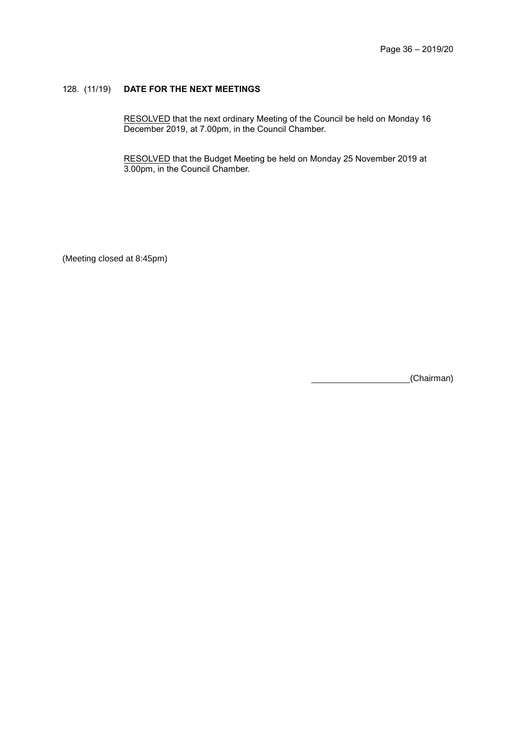128. (11/19) **DATE FOR THE NEXT MEETINGS**

RESOLVED that the next ordinary Meeting of the Council be held on Monday 16 December 2019, at 7.00pm, in the Council Chamber.

RESOLVED that the Budget Meeting be held on Monday 25 November 2019 at 3.00pm, in the Council Chamber.

(Meeting closed at 8:45pm)

\_\_\_\_\_\_\_\_\_\_\_\_\_\_\_\_\_\_\_\_(Chairman)